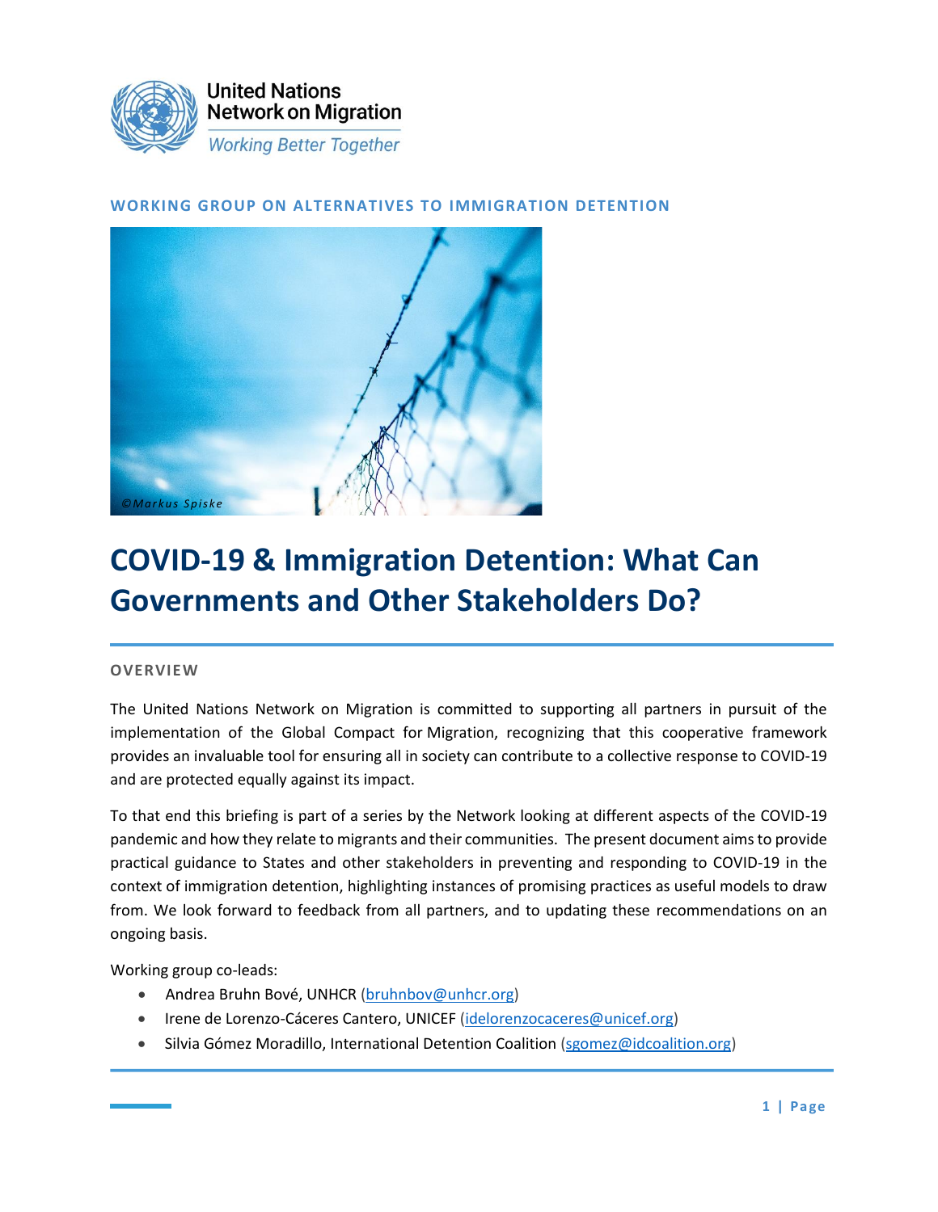United Nations Network on Migration

*Working Better Together*

**WORKING GROUP ON ALTERNATIVES TO IMMIGRATION DETENTION**

©Markus Spiske

# COVID-19 & Immigration Detention: What Can Governments and Other Stakeholders Do?

## OVERVIEW

The United Nations Network on Migration is committed to supporting all partners in pursuit of the implementation of the Global Compact for Migration, recognizing that this cooperative framework provides an invaluable tool for ensuring all in society can contribute to a collective response to COVID-19 and are protected equally against its impact.

To that end this briefing is part of a series by the Network looking at different aspects of the COVID-19 pandemic and how they relate to migrants and their communities. The present document aims to provide practical guidance to States and other stakeholders in preventing and responding to COVID-19 in the context of immigration detention, highlighting instances of promising practices as useful models to draw from. We look forward to feedback from all partners, and to updating these recommendations on an ongoing basis.

Working group co-leads:

- Andrea Bruhn Bové, UNHCR (bruhnbov@unhcr.org)
- Irene de Lorenzo-Cáceres Cantero, UNICEF (idelorenzocaceres@unicef.org)
- Silvia Gómez Moradillo, International Detention Coalition (sgomez@idcoalition.org)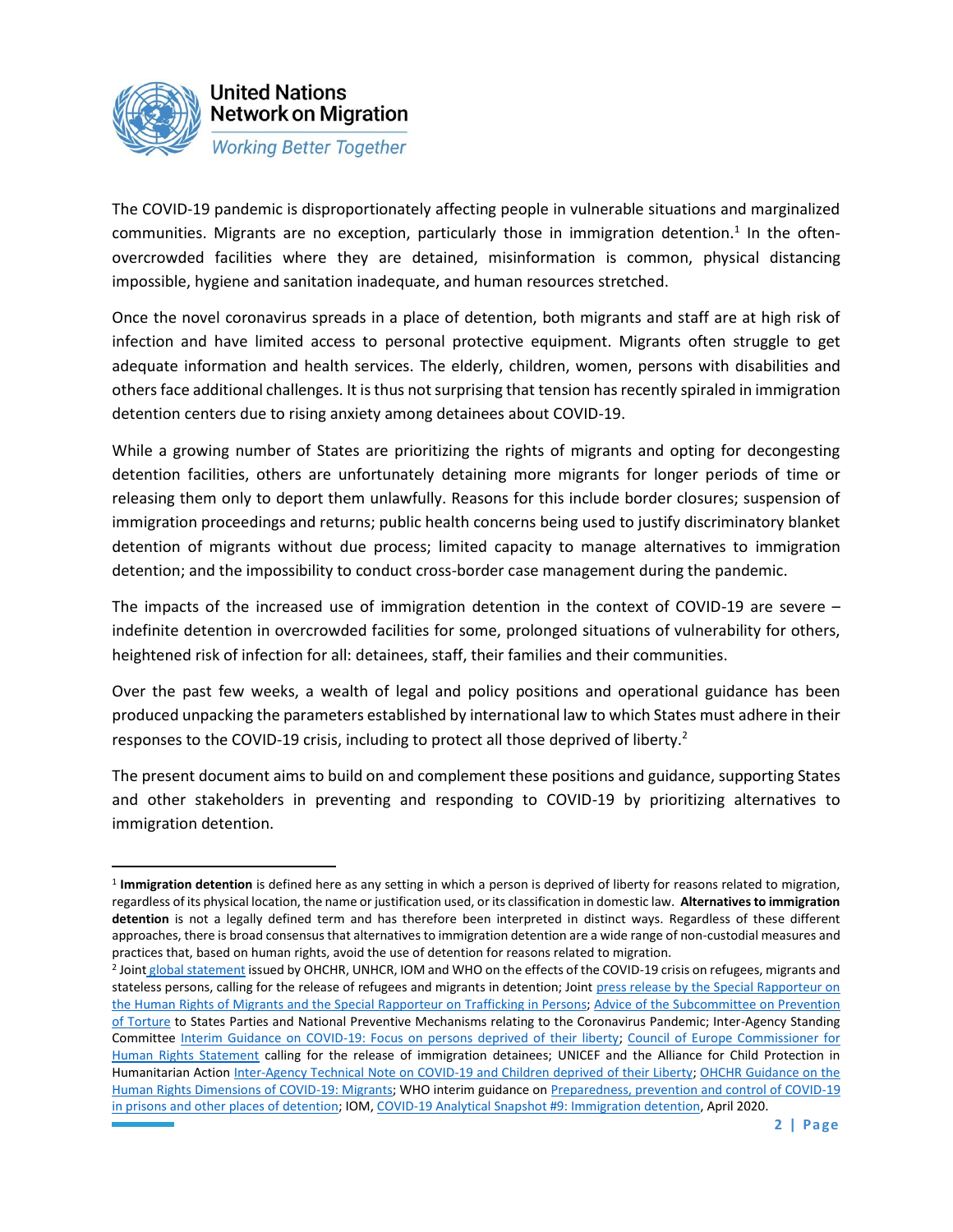The COVID-19 pandemic is disproportionately affecting people in vulnerable situations and marginalized communities. Migrants are no exception, particularly those in immigration detention.[1] In the often-overcrowded facilities where they are detained, misinformation is common, physical distancing impossible, hygiene and sanitation inadequate, and human resources stretched.

Once the novel coronavirus spreads in a place of detention, both migrants and staff are at high risk of infection and have limited access to personal protective equipment. Migrants often struggle to get adequate information and health services. The elderly, children, women, persons with disabilities and others face additional challenges. It is thus not surprising that tension has recently spiraled in immigration detention centers due to rising anxiety among detainees about COVID-19.

While a growing number of States are prioritizing the rights of migrants and opting for decongesting detention facilities, others are unfortunately detaining more migrants for longer periods of time or releasing them only to deport them unlawfully. Reasons for this include border closures; suspension of immigration proceedings and returns; public health concerns being used to justify discriminatory blanket detention of migrants without due process; limited capacity to manage alternatives to immigration detention; and the impossibility to conduct cross-border case management during the pandemic.

The impacts of the increased use of immigration detention in the context of COVID-19 are severe – indefinite detention in overcrowded facilities for some, prolonged situations of vulnerability for others, heightened risk of infection for all: detainees, staff, their families and their communities.

Over the past few weeks, a wealth of legal and policy positions and operational guidance has been produced unpacking the parameters established by international law to which States must adhere in their responses to the COVID-19 crisis, including to protect all those deprived of liberty.[2]

The present document aims to build on and complement these positions and guidance, supporting States and other stakeholders in preventing and responding to COVID-19 by prioritizing alternatives to immigration detention.

---

[1] **Immigration detention** is defined here as any setting in which a person is deprived of liberty for reasons related to migration, regardless of its physical location, the name or justification used, or its classification in domestic law. **Alternatives to immigration detention** is not a legally defined term and has therefore been interpreted in distinct ways. Regardless of these different approaches, there is broad consensus that alternatives to immigration detention are a wide range of non-custodial measures and practices that, based on human rights, avoid the use of detention for reasons related to migration.

[2] Joint global statement issued by OHCHR, UNHCR, IOM and WHO on the effects of the COVID-19 crisis on refugees, migrants and stateless persons, calling for the release of refugees and migrants in detention; Joint press release by the Special Rapporteur on the Human Rights of Migrants and the Special Rapporteur on Trafficking in Persons; Advice of the Subcommittee on Prevention of Torture to States Parties and National Preventive Mechanisms relating to the Coronavirus Pandemic; Inter-Agency Standing Committee Interim Guidance on COVID-19: Focus on persons deprived of their liberty; Council of Europe Commissioner for Human Rights Statement calling for the release of immigration detainees; UNICEF and the Alliance for Child Protection in Humanitarian Action Inter-Agency Technical Note on COVID-19 and Children deprived of their Liberty; OHCHR Guidance on the Human Rights Dimensions of COVID-19: Migrants; WHO interim guidance on Preparedness, prevention and control of COVID-19 in prisons and other places of detention; IOM, COVID-19 Analytical Snapshot #9: Immigration detention, April 2020.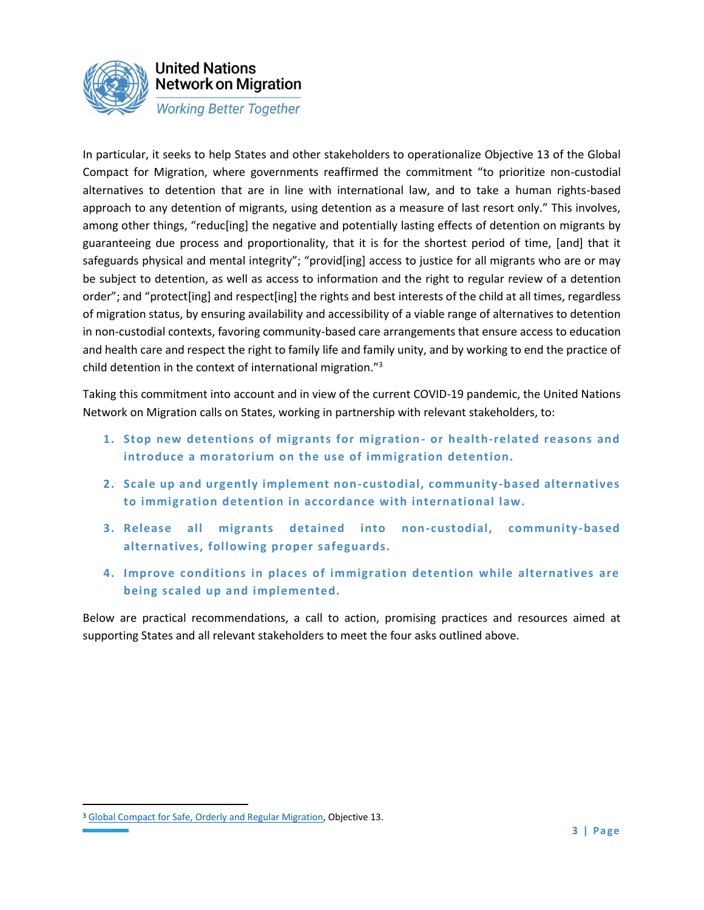In particular, it seeks to help States and other stakeholders to operationalize Objective 13 of the Global Compact for Migration, where governments reaffirmed the commitment "to prioritize non-custodial alternatives to detention that are in line with international law, and to take a human rights-based approach to any detention of migrants, using detention as a measure of last resort only." This involves, among other things, "reduc[ing] the negative and potentially lasting effects of detention on migrants by guaranteeing due process and proportionality, that it is for the shortest period of time, [and] that it safeguards physical and mental integrity"; "provid[ing] access to justice for all migrants who are or may be subject to detention, as well as access to information and the right to regular review of a detention order"; and "protect[ing] and respect[ing] the rights and best interests of the child at all times, regardless of migration status, by ensuring availability and accessibility of a viable range of alternatives to detention in non-custodial contexts, favoring community-based care arrangements that ensure access to education and health care and respect the right to family life and family unity, and by working to end the practice of child detention in the context of international migration."[3]

Taking this commitment into account and in view of the current COVID-19 pandemic, the United Nations Network on Migration calls on States, working in partnership with relevant stakeholders, to:

1. **Stop new detentions of migrants for migration- or health-related reasons and introduce a moratorium on the use of immigration detention.**
2. **Scale up and urgently implement non-custodial, community-based alternatives to immigration detention in accordance with international law.**
3. **Release all migrants detained into non-custodial, community-based alternatives, following proper safeguards.**
4. **Improve conditions in places of immigration detention while alternatives are being scaled up and implemented.**

Below are practical recommendations, a call to action, promising practices and resources aimed at supporting States and all relevant stakeholders to meet the four asks outlined above.

[3] Global Compact for Safe, Orderly and Regular Migration, Objective 13.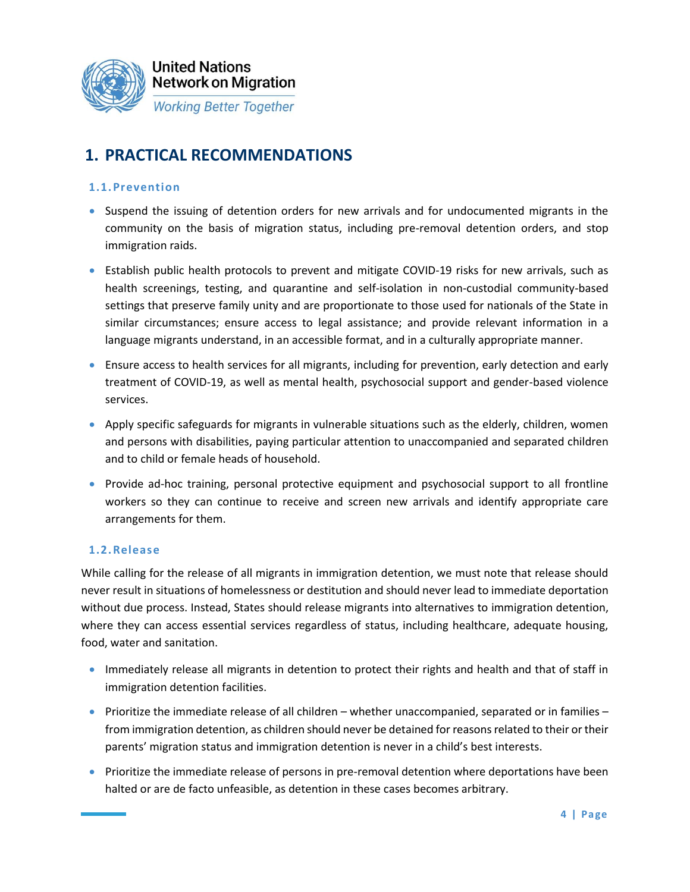# 1. PRACTICAL RECOMMENDATIONS

## 1.1. Prevention

- Suspend the issuing of detention orders for new arrivals and for undocumented migrants in the community on the basis of migration status, including pre-removal detention orders, and stop immigration raids.
- Establish public health protocols to prevent and mitigate COVID-19 risks for new arrivals, such as health screenings, testing, and quarantine and self-isolation in non-custodial community-based settings that preserve family unity and are proportionate to those used for nationals of the State in similar circumstances; ensure access to legal assistance; and provide relevant information in a language migrants understand, in an accessible format, and in a culturally appropriate manner.
- Ensure access to health services for all migrants, including for prevention, early detection and early treatment of COVID-19, as well as mental health, psychosocial support and gender-based violence services.
- Apply specific safeguards for migrants in vulnerable situations such as the elderly, children, women and persons with disabilities, paying particular attention to unaccompanied and separated children and to child or female heads of household.
- Provide ad-hoc training, personal protective equipment and psychosocial support to all frontline workers so they can continue to receive and screen new arrivals and identify appropriate care arrangements for them.

## 1.2. Release

While calling for the release of all migrants in immigration detention, we must note that release should never result in situations of homelessness or destitution and should never lead to immediate deportation without due process. Instead, States should release migrants into alternatives to immigration detention, where they can access essential services regardless of status, including healthcare, adequate housing, food, water and sanitation.

- Immediately release all migrants in detention to protect their rights and health and that of staff in immigration detention facilities.
- Prioritize the immediate release of all children – whether unaccompanied, separated or in families – from immigration detention, as children should never be detained for reasons related to their or their parents' migration status and immigration detention is never in a child's best interests.
- Prioritize the immediate release of persons in pre-removal detention where deportations have been halted or are de facto unfeasible, as detention in these cases becomes arbitrary.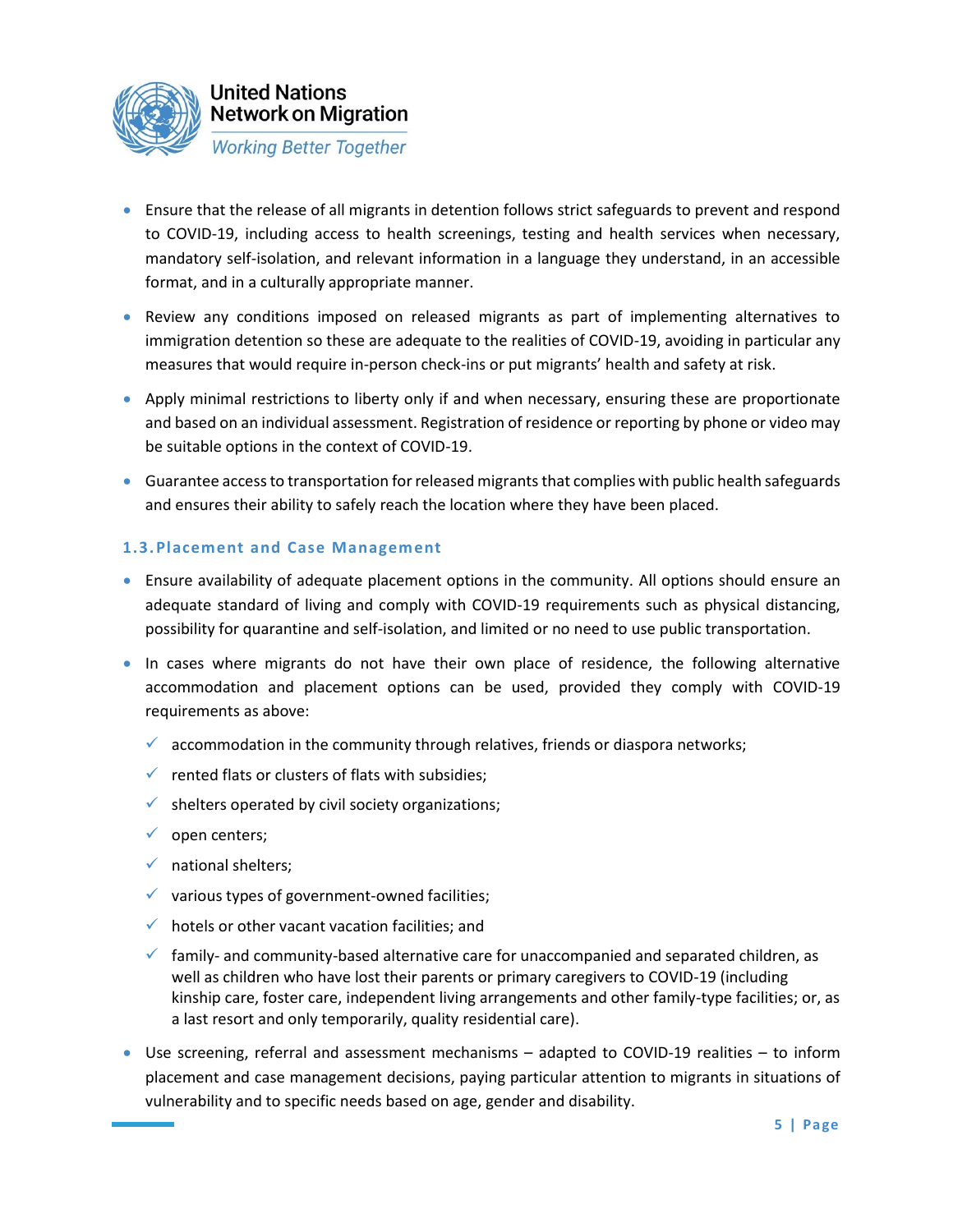- Ensure that the release of all migrants in detention follows strict safeguards to prevent and respond to COVID-19, including access to health screenings, testing and health services when necessary, mandatory self-isolation, and relevant information in a language they understand, in an accessible format, and in a culturally appropriate manner.
- Review any conditions imposed on released migrants as part of implementing alternatives to immigration detention so these are adequate to the realities of COVID-19, avoiding in particular any measures that would require in-person check-ins or put migrants' health and safety at risk.
- Apply minimal restrictions to liberty only if and when necessary, ensuring these are proportionate and based on an individual assessment. Registration of residence or reporting by phone or video may be suitable options in the context of COVID-19.
- Guarantee access to transportation for released migrants that complies with public health safeguards and ensures their ability to safely reach the location where they have been placed.

### 1.3. Placement and Case Management

- Ensure availability of adequate placement options in the community. All options should ensure an adequate standard of living and comply with COVID-19 requirements such as physical distancing, possibility for quarantine and self-isolation, and limited or no need to use public transportation.
- In cases where migrants do not have their own place of residence, the following alternative accommodation and placement options can be used, provided they comply with COVID-19 requirements as above:
  - ✓ accommodation in the community through relatives, friends or diaspora networks;
  - ✓ rented flats or clusters of flats with subsidies;
  - ✓ shelters operated by civil society organizations;
  - ✓ open centers;
  - ✓ national shelters;
  - ✓ various types of government-owned facilities;
  - ✓ hotels or other vacant vacation facilities; and
  - ✓ family- and community-based alternative care for unaccompanied and separated children, as well as children who have lost their parents or primary caregivers to COVID-19 (including kinship care, foster care, independent living arrangements and other family-type facilities; or, as a last resort and only temporarily, quality residential care).
- Use screening, referral and assessment mechanisms – adapted to COVID-19 realities – to inform placement and case management decisions, paying particular attention to migrants in situations of vulnerability and to specific needs based on age, gender and disability.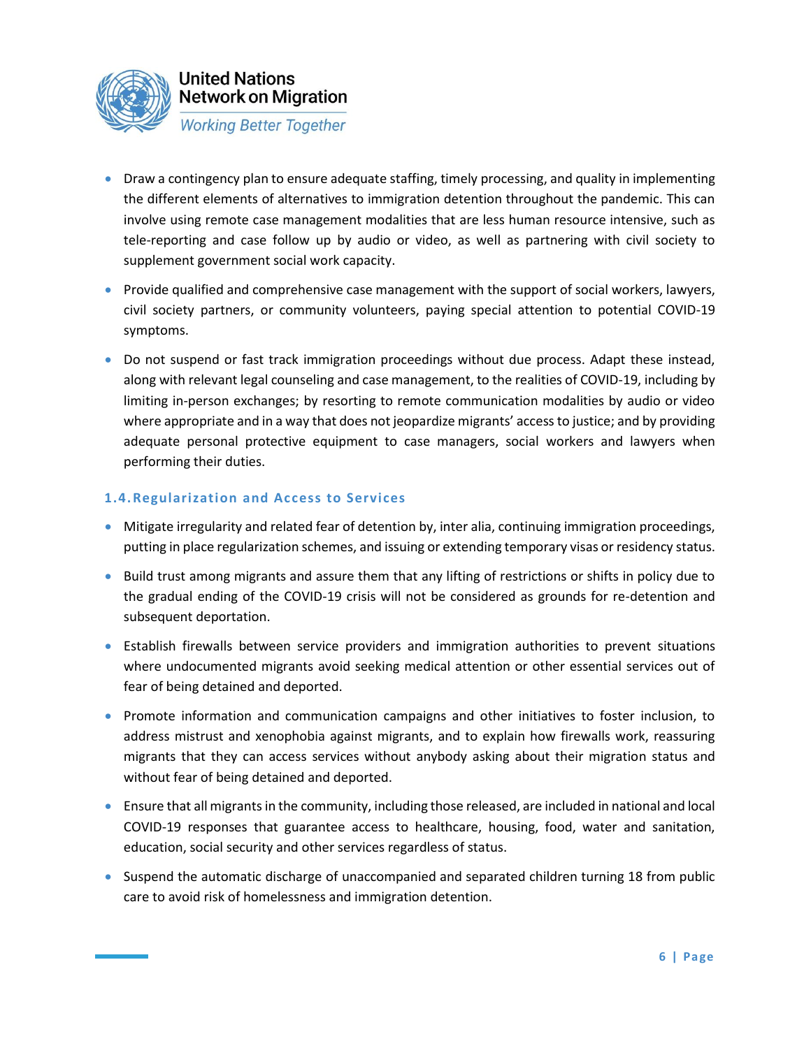- Draw a contingency plan to ensure adequate staffing, timely processing, and quality in implementing the different elements of alternatives to immigration detention throughout the pandemic. This can involve using remote case management modalities that are less human resource intensive, such as tele-reporting and case follow up by audio or video, as well as partnering with civil society to supplement government social work capacity.
- Provide qualified and comprehensive case management with the support of social workers, lawyers, civil society partners, or community volunteers, paying special attention to potential COVID-19 symptoms.
- Do not suspend or fast track immigration proceedings without due process. Adapt these instead, along with relevant legal counseling and case management, to the realities of COVID-19, including by limiting in-person exchanges; by resorting to remote communication modalities by audio or video where appropriate and in a way that does not jeopardize migrants' access to justice; and by providing adequate personal protective equipment to case managers, social workers and lawyers when performing their duties.

### 1.4. Regularization and Access to Services

- Mitigate irregularity and related fear of detention by, inter alia, continuing immigration proceedings, putting in place regularization schemes, and issuing or extending temporary visas or residency status.
- Build trust among migrants and assure them that any lifting of restrictions or shifts in policy due to the gradual ending of the COVID-19 crisis will not be considered as grounds for re-detention and subsequent deportation.
- Establish firewalls between service providers and immigration authorities to prevent situations where undocumented migrants avoid seeking medical attention or other essential services out of fear of being detained and deported.
- Promote information and communication campaigns and other initiatives to foster inclusion, to address mistrust and xenophobia against migrants, and to explain how firewalls work, reassuring migrants that they can access services without anybody asking about their migration status and without fear of being detained and deported.
- Ensure that all migrants in the community, including those released, are included in national and local COVID-19 responses that guarantee access to healthcare, housing, food, water and sanitation, education, social security and other services regardless of status.
- Suspend the automatic discharge of unaccompanied and separated children turning 18 from public care to avoid risk of homelessness and immigration detention.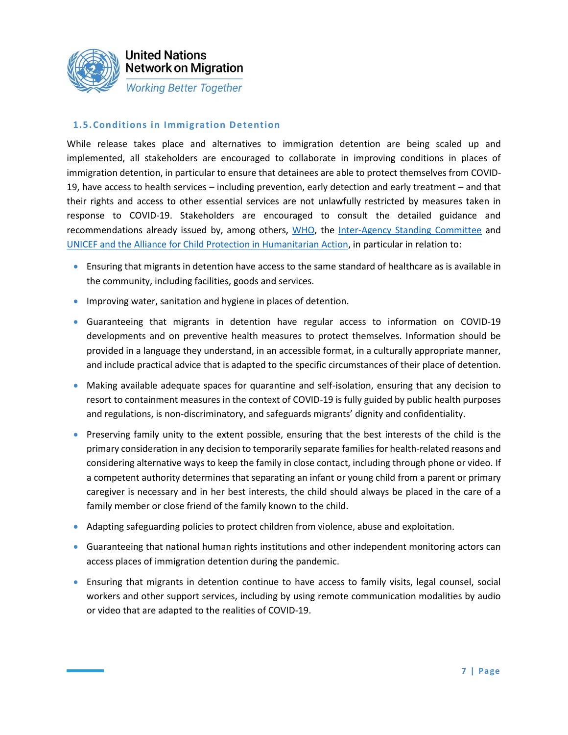### 1.5. Conditions in Immigration Detention

While release takes place and alternatives to immigration detention are being scaled up and implemented, all stakeholders are encouraged to collaborate in improving conditions in places of immigration detention, in particular to ensure that detainees are able to protect themselves from COVID-19, have access to health services – including prevention, early detection and early treatment – and that their rights and access to other essential services are not unlawfully restricted by measures taken in response to COVID-19. Stakeholders are encouraged to consult the detailed guidance and recommendations already issued by, among others, WHO, the Inter-Agency Standing Committee and UNICEF and the Alliance for Child Protection in Humanitarian Action, in particular in relation to:

- Ensuring that migrants in detention have access to the same standard of healthcare as is available in the community, including facilities, goods and services.
- Improving water, sanitation and hygiene in places of detention.
- Guaranteeing that migrants in detention have regular access to information on COVID-19 developments and on preventive health measures to protect themselves. Information should be provided in a language they understand, in an accessible format, in a culturally appropriate manner, and include practical advice that is adapted to the specific circumstances of their place of detention.
- Making available adequate spaces for quarantine and self-isolation, ensuring that any decision to resort to containment measures in the context of COVID-19 is fully guided by public health purposes and regulations, is non-discriminatory, and safeguards migrants' dignity and confidentiality.
- Preserving family unity to the extent possible, ensuring that the best interests of the child is the primary consideration in any decision to temporarily separate families for health-related reasons and considering alternative ways to keep the family in close contact, including through phone or video. If a competent authority determines that separating an infant or young child from a parent or primary caregiver is necessary and in her best interests, the child should always be placed in the care of a family member or close friend of the family known to the child.
- Adapting safeguarding policies to protect children from violence, abuse and exploitation.
- Guaranteeing that national human rights institutions and other independent monitoring actors can access places of immigration detention during the pandemic.
- Ensuring that migrants in detention continue to have access to family visits, legal counsel, social workers and other support services, including by using remote communication modalities by audio or video that are adapted to the realities of COVID-19.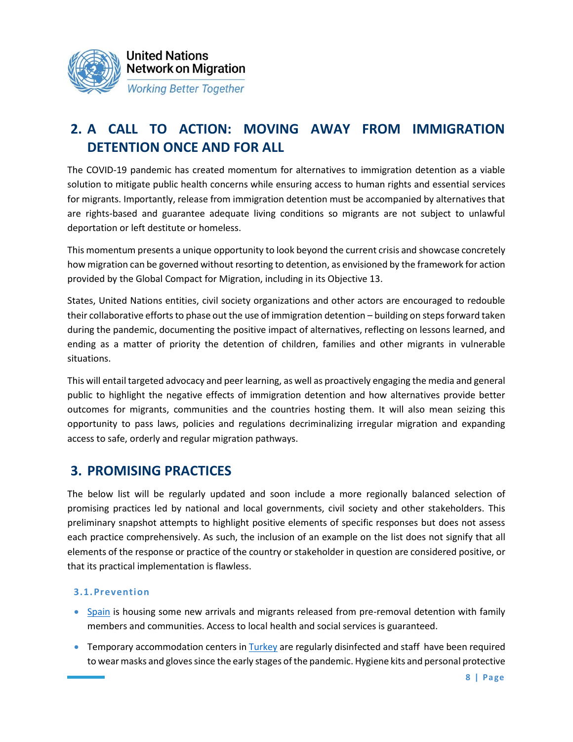## 2. A CALL TO ACTION: MOVING AWAY FROM IMMIGRATION DETENTION ONCE AND FOR ALL

The COVID-19 pandemic has created momentum for alternatives to immigration detention as a viable solution to mitigate public health concerns while ensuring access to human rights and essential services for migrants. Importantly, release from immigration detention must be accompanied by alternatives that are rights-based and guarantee adequate living conditions so migrants are not subject to unlawful deportation or left destitute or homeless.

This momentum presents a unique opportunity to look beyond the current crisis and showcase concretely how migration can be governed without resorting to detention, as envisioned by the framework for action provided by the Global Compact for Migration, including in its Objective 13.

States, United Nations entities, civil society organizations and other actors are encouraged to redouble their collaborative efforts to phase out the use of immigration detention – building on steps forward taken during the pandemic, documenting the positive impact of alternatives, reflecting on lessons learned, and ending as a matter of priority the detention of children, families and other migrants in vulnerable situations.

This will entail targeted advocacy and peer learning, as well as proactively engaging the media and general public to highlight the negative effects of immigration detention and how alternatives provide better outcomes for migrants, communities and the countries hosting them. It will also mean seizing this opportunity to pass laws, policies and regulations decriminalizing irregular migration and expanding access to safe, orderly and regular migration pathways.

## 3. PROMISING PRACTICES

The below list will be regularly updated and soon include a more regionally balanced selection of promising practices led by national and local governments, civil society and other stakeholders. This preliminary snapshot attempts to highlight positive elements of specific responses but does not assess each practice comprehensively. As such, the inclusion of an example on the list does not signify that all elements of the response or practice of the country or stakeholder in question are considered positive, or that its practical implementation is flawless.

### 3.1. Prevention

- Spain is housing some new arrivals and migrants released from pre-removal detention with family members and communities. Access to local health and social services is guaranteed.
- Temporary accommodation centers in Turkey are regularly disinfected and staff have been required to wear masks and gloves since the early stages of the pandemic. Hygiene kits and personal protective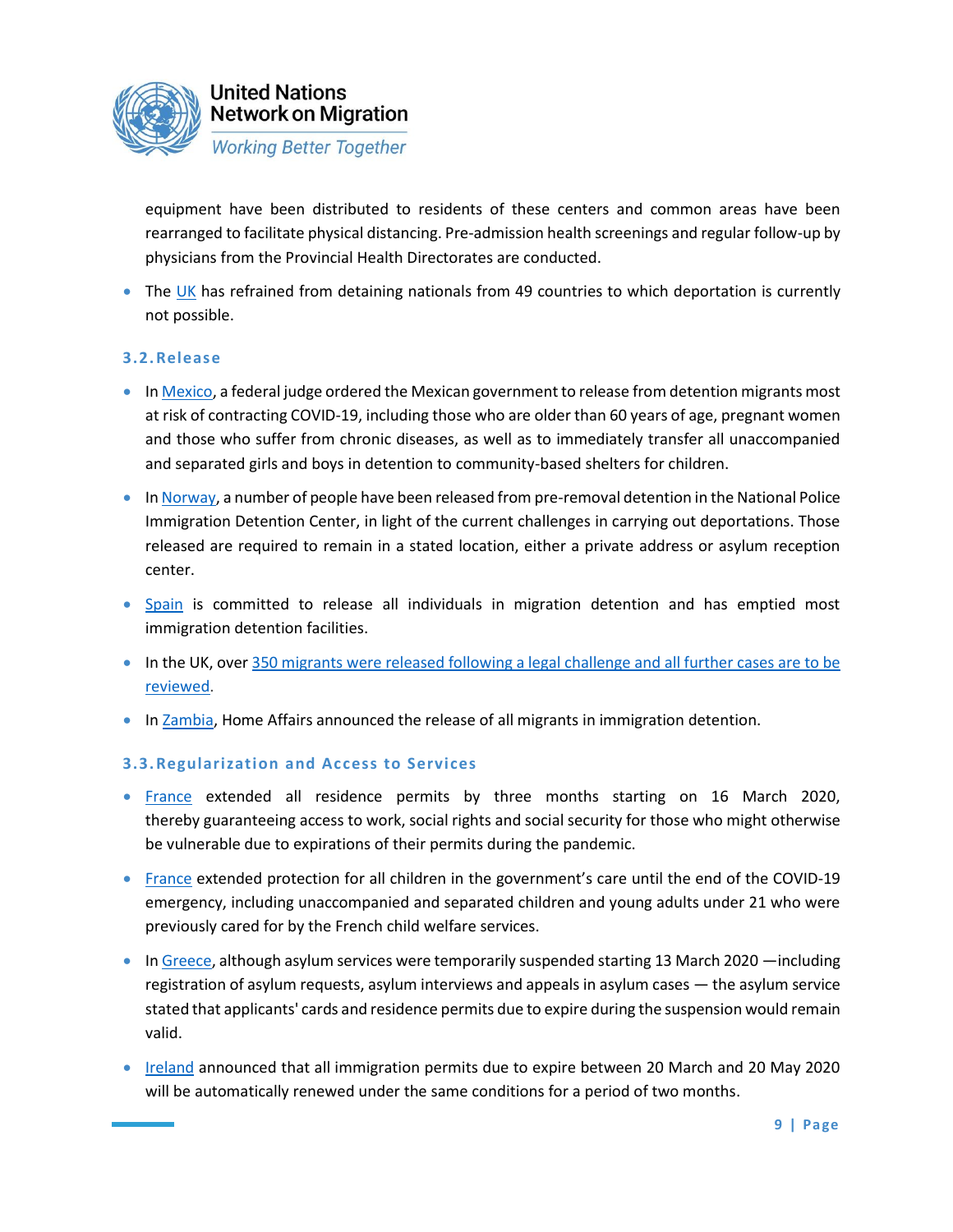equipment have been distributed to residents of these centers and common areas have been rearranged to facilitate physical distancing. Pre-admission health screenings and regular follow-up by physicians from the Provincial Health Directorates are conducted.

- The UK has refrained from detaining nationals from 49 countries to which deportation is currently not possible.

### 3.2. Release

- In Mexico, a federal judge ordered the Mexican government to release from detention migrants most at risk of contracting COVID-19, including those who are older than 60 years of age, pregnant women and those who suffer from chronic diseases, as well as to immediately transfer all unaccompanied and separated girls and boys in detention to community-based shelters for children.
- In Norway, a number of people have been released from pre-removal detention in the National Police Immigration Detention Center, in light of the current challenges in carrying out deportations. Those released are required to remain in a stated location, either a private address or asylum reception center.
- Spain is committed to release all individuals in migration detention and has emptied most immigration detention facilities.
- In the UK, over 350 migrants were released following a legal challenge and all further cases are to be reviewed.
- In Zambia, Home Affairs announced the release of all migrants in immigration detention.

### 3.3. Regularization and Access to Services

- France extended all residence permits by three months starting on 16 March 2020, thereby guaranteeing access to work, social rights and social security for those who might otherwise be vulnerable due to expirations of their permits during the pandemic.
- France extended protection for all children in the government's care until the end of the COVID-19 emergency, including unaccompanied and separated children and young adults under 21 who were previously cared for by the French child welfare services.
- In Greece, although asylum services were temporarily suspended starting 13 March 2020 —including registration of asylum requests, asylum interviews and appeals in asylum cases — the asylum service stated that applicants' cards and residence permits due to expire during the suspension would remain valid.
- Ireland announced that all immigration permits due to expire between 20 March and 20 May 2020 will be automatically renewed under the same conditions for a period of two months.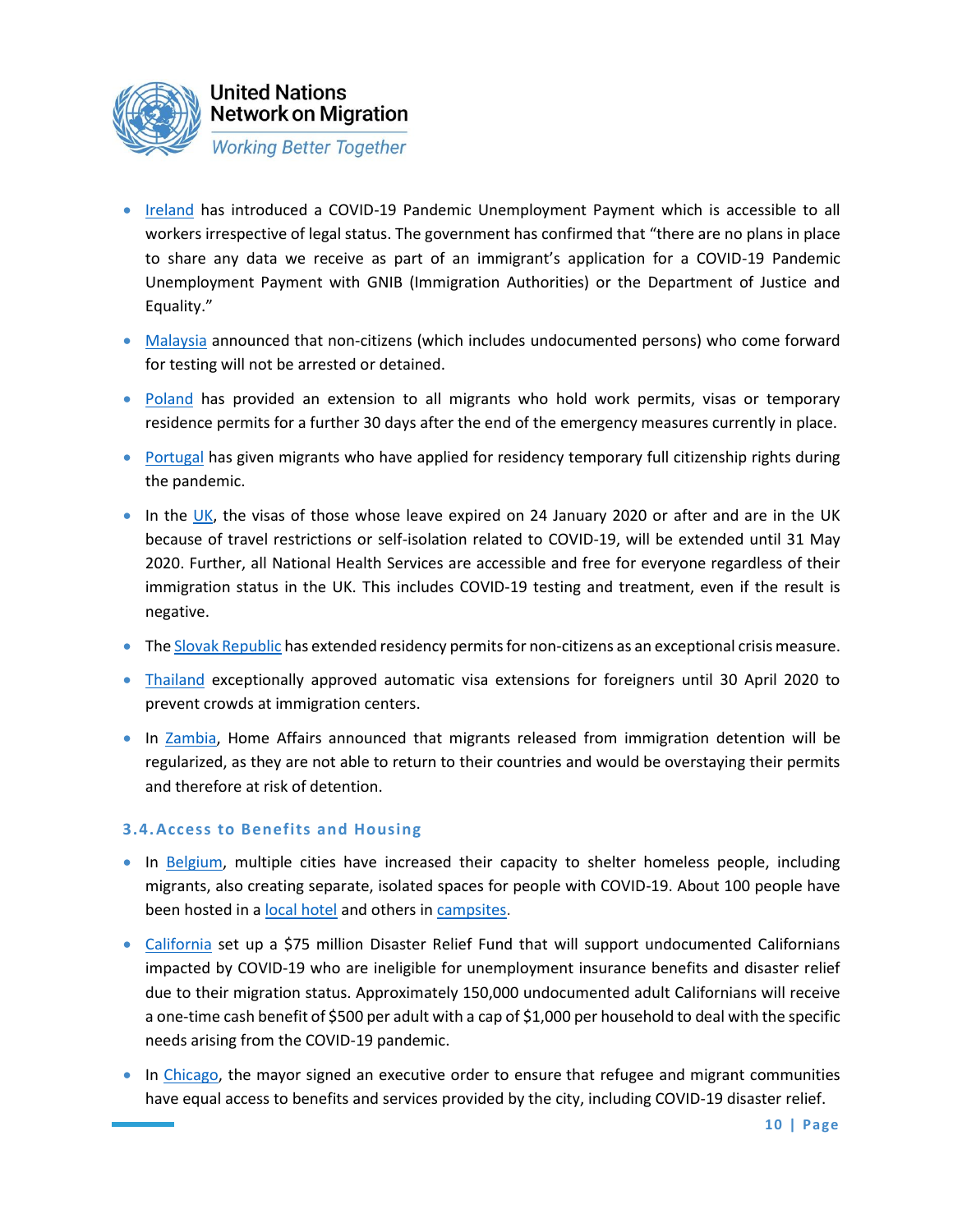- Ireland has introduced a COVID-19 Pandemic Unemployment Payment which is accessible to all workers irrespective of legal status. The government has confirmed that "there are no plans in place to share any data we receive as part of an immigrant's application for a COVID-19 Pandemic Unemployment Payment with GNIB (Immigration Authorities) or the Department of Justice and Equality."
- Malaysia announced that non-citizens (which includes undocumented persons) who come forward for testing will not be arrested or detained.
- Poland has provided an extension to all migrants who hold work permits, visas or temporary residence permits for a further 30 days after the end of the emergency measures currently in place.
- Portugal has given migrants who have applied for residency temporary full citizenship rights during the pandemic.
- In the UK, the visas of those whose leave expired on 24 January 2020 or after and are in the UK because of travel restrictions or self-isolation related to COVID-19, will be extended until 31 May 2020. Further, all National Health Services are accessible and free for everyone regardless of their immigration status in the UK. This includes COVID-19 testing and treatment, even if the result is negative.
- The Slovak Republic has extended residency permits for non-citizens as an exceptional crisis measure.
- Thailand exceptionally approved automatic visa extensions for foreigners until 30 April 2020 to prevent crowds at immigration centers.
- In Zambia, Home Affairs announced that migrants released from immigration detention will be regularized, as they are not able to return to their countries and would be overstaying their permits and therefore at risk of detention.

### 3.4. Access to Benefits and Housing

- In Belgium, multiple cities have increased their capacity to shelter homeless people, including migrants, also creating separate, isolated spaces for people with COVID-19. About 100 people have been hosted in a local hotel and others in campsites.
- California set up a $75 million Disaster Relief Fund that will support undocumented Californians impacted by COVID-19 who are ineligible for unemployment insurance benefits and disaster relief due to their migration status. Approximately 150,000 undocumented adult Californians will receive a one-time cash benefit of $500 per adult with a cap of $1,000 per household to deal with the specific needs arising from the COVID-19 pandemic.
- In Chicago, the mayor signed an executive order to ensure that refugee and migrant communities have equal access to benefits and services provided by the city, including COVID-19 disaster relief.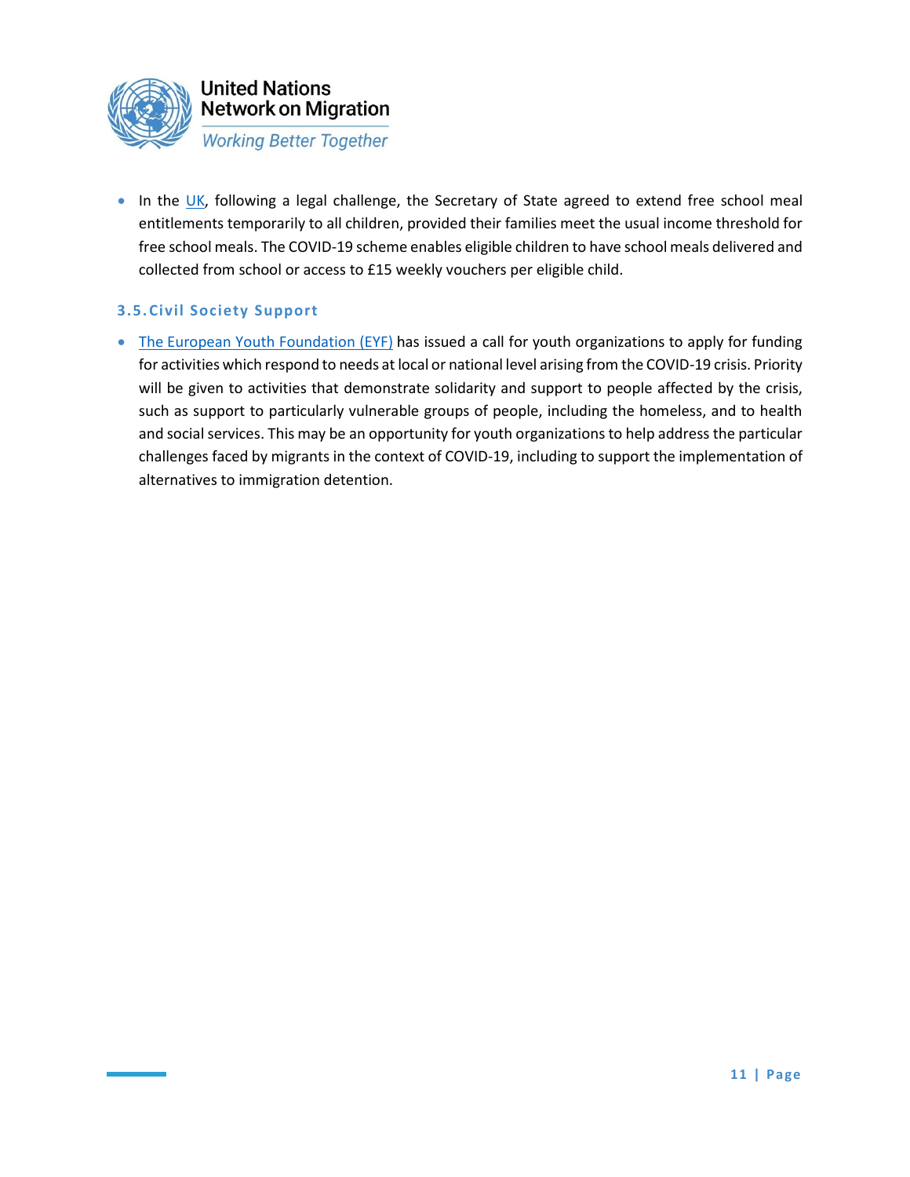- In the UK, following a legal challenge, the Secretary of State agreed to extend free school meal entitlements temporarily to all children, provided their families meet the usual income threshold for free school meals. The COVID-19 scheme enables eligible children to have school meals delivered and collected from school or access to £15 weekly vouchers per eligible child.

### 3.5. Civil Society Support

- The European Youth Foundation (EYF) has issued a call for youth organizations to apply for funding for activities which respond to needs at local or national level arising from the COVID-19 crisis. Priority will be given to activities that demonstrate solidarity and support to people affected by the crisis, such as support to particularly vulnerable groups of people, including the homeless, and to health and social services. This may be an opportunity for youth organizations to help address the particular challenges faced by migrants in the context of COVID-19, including to support the implementation of alternatives to immigration detention.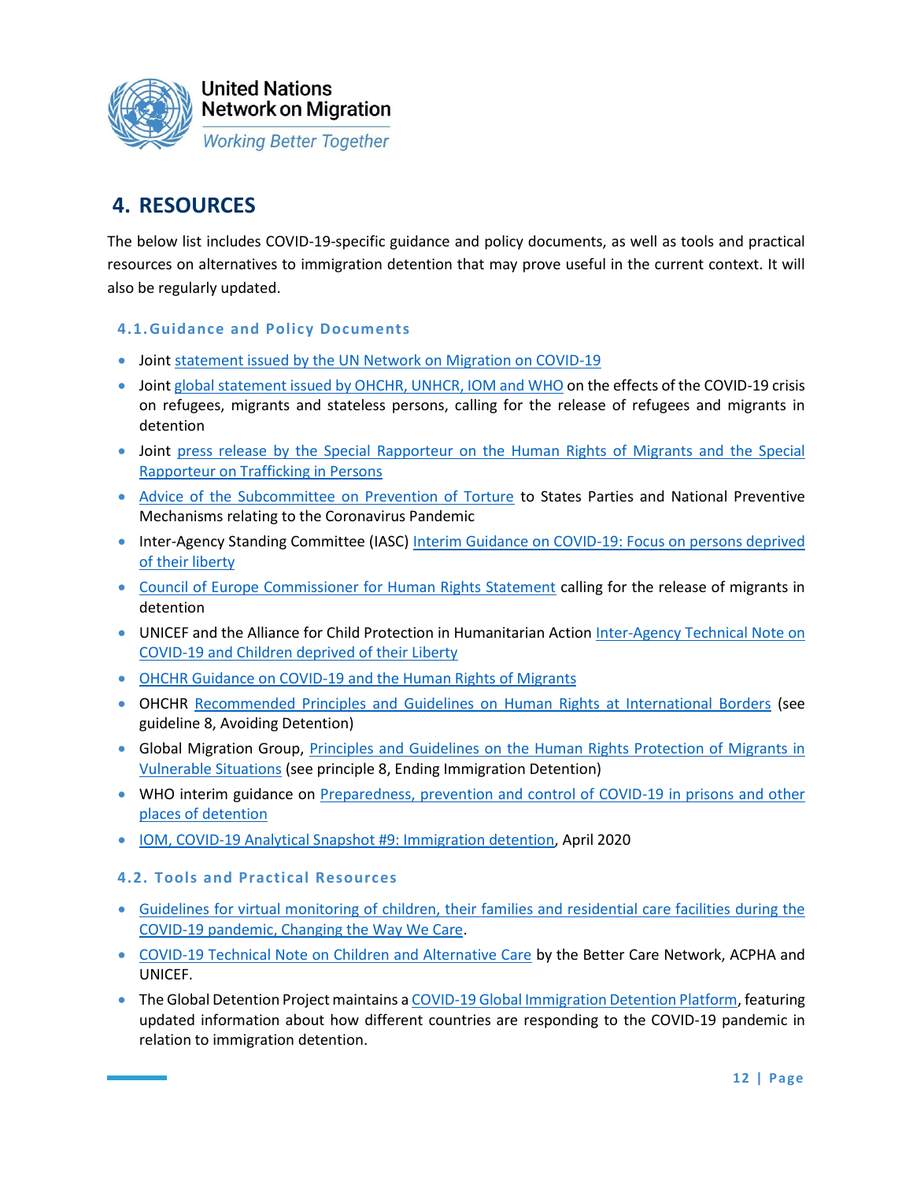## 4. RESOURCES

The below list includes COVID-19-specific guidance and policy documents, as well as tools and practical resources on alternatives to immigration detention that may prove useful in the current context. It will also be regularly updated.

### 4.1. Guidance and Policy Documents

- Joint statement issued by the UN Network on Migration on COVID-19
- Joint global statement issued by OHCHR, UNHCR, IOM and WHO on the effects of the COVID-19 crisis on refugees, migrants and stateless persons, calling for the release of refugees and migrants in detention
- Joint press release by the Special Rapporteur on the Human Rights of Migrants and the Special Rapporteur on Trafficking in Persons
- Advice of the Subcommittee on Prevention of Torture to States Parties and National Preventive Mechanisms relating to the Coronavirus Pandemic
- Inter-Agency Standing Committee (IASC) Interim Guidance on COVID-19: Focus on persons deprived of their liberty
- Council of Europe Commissioner for Human Rights Statement calling for the release of migrants in detention
- UNICEF and the Alliance for Child Protection in Humanitarian Action Inter-Agency Technical Note on COVID-19 and Children deprived of their Liberty
- OHCHR Guidance on COVID-19 and the Human Rights of Migrants
- OHCHR Recommended Principles and Guidelines on Human Rights at International Borders (see guideline 8, Avoiding Detention)
- Global Migration Group, Principles and Guidelines on the Human Rights Protection of Migrants in Vulnerable Situations (see principle 8, Ending Immigration Detention)
- WHO interim guidance on Preparedness, prevention and control of COVID-19 in prisons and other places of detention
- IOM, COVID-19 Analytical Snapshot #9: Immigration detention, April 2020

### 4.2. Tools and Practical Resources

- Guidelines for virtual monitoring of children, their families and residential care facilities during the COVID-19 pandemic, Changing the Way We Care.
- COVID-19 Technical Note on Children and Alternative Care by the Better Care Network, ACPHA and UNICEF.
- The Global Detention Project maintains a COVID-19 Global Immigration Detention Platform, featuring updated information about how different countries are responding to the COVID-19 pandemic in relation to immigration detention.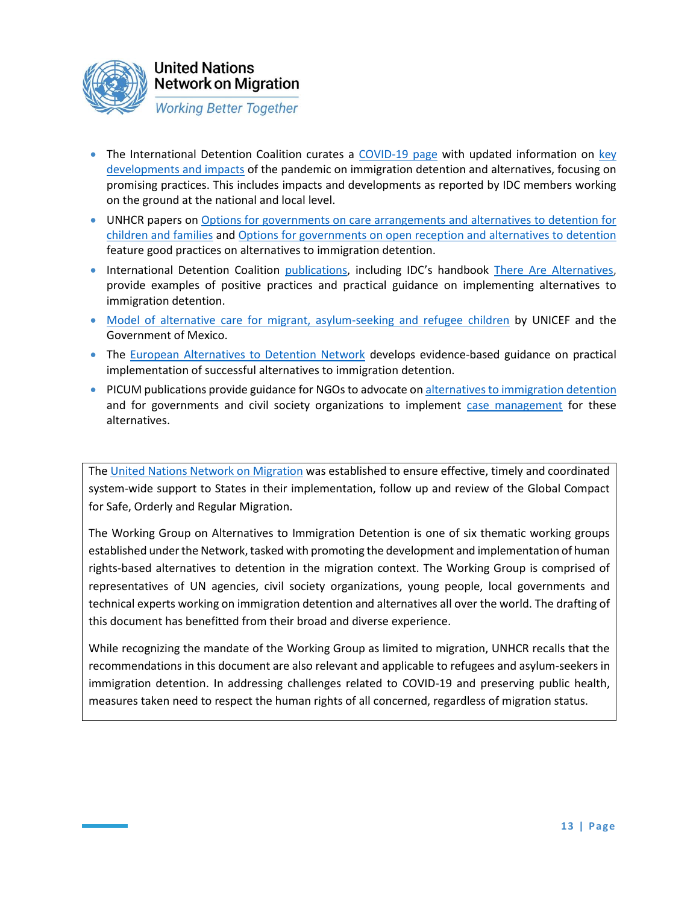- The International Detention Coalition curates a COVID-19 page with updated information on key developments and impacts of the pandemic on immigration detention and alternatives, focusing on promising practices. This includes impacts and developments as reported by IDC members working on the ground at the national and local level.
- UNHCR papers on Options for governments on care arrangements and alternatives to detention for children and families and Options for governments on open reception and alternatives to detention feature good practices on alternatives to immigration detention.
- International Detention Coalition publications, including IDC's handbook There Are Alternatives, provide examples of positive practices and practical guidance on implementing alternatives to immigration detention.
- Model of alternative care for migrant, asylum-seeking and refugee children by UNICEF and the Government of Mexico.
- The European Alternatives to Detention Network develops evidence-based guidance on practical implementation of successful alternatives to immigration detention.
- PICUM publications provide guidance for NGOs to advocate on alternatives to immigration detention and for governments and civil society organizations to implement case management for these alternatives.

The United Nations Network on Migration was established to ensure effective, timely and coordinated system-wide support to States in their implementation, follow up and review of the Global Compact for Safe, Orderly and Regular Migration.

The Working Group on Alternatives to Immigration Detention is one of six thematic working groups established under the Network, tasked with promoting the development and implementation of human rights-based alternatives to detention in the migration context. The Working Group is comprised of representatives of UN agencies, civil society organizations, young people, local governments and technical experts working on immigration detention and alternatives all over the world. The drafting of this document has benefitted from their broad and diverse experience.

While recognizing the mandate of the Working Group as limited to migration, UNHCR recalls that the recommendations in this document are also relevant and applicable to refugees and asylum-seekers in immigration detention. In addressing challenges related to COVID-19 and preserving public health, measures taken need to respect the human rights of all concerned, regardless of migration status.